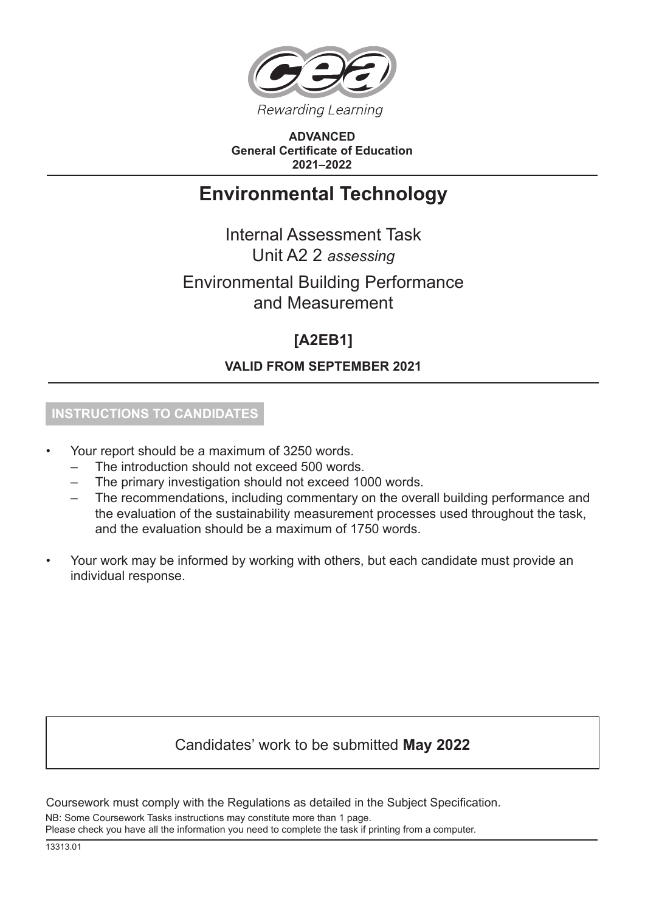Rewarding Learning

**ADVANCED**
**General Certificate of Education**
**2021–2022**

# Environmental Technology

Internal Assessment Task
Unit A2 2 *assessing*

## Environmental Building Performance and Measurement

## [A2EB1]

**VALID FROM SEPTEMBER 2021**

### INSTRUCTIONS TO CANDIDATES

- Your report should be a maximum of 3250 words.
  - The introduction should not exceed 500 words.
  - The primary investigation should not exceed 1000 words.
  - The recommendations, including commentary on the overall building performance and the evaluation of the sustainability measurement processes used throughout the task, and the evaluation should be a maximum of 1750 words.
- Your work may be informed by working with others, but each candidate must provide an individual response.

Candidates' work to be submitted **May 2022**

Coursework must comply with the Regulations as detailed in the Subject Specification.

NB: Some Coursework Tasks instructions may constitute more than 1 page.
Please check you have all the information you need to complete the task if printing from a computer.

13313.01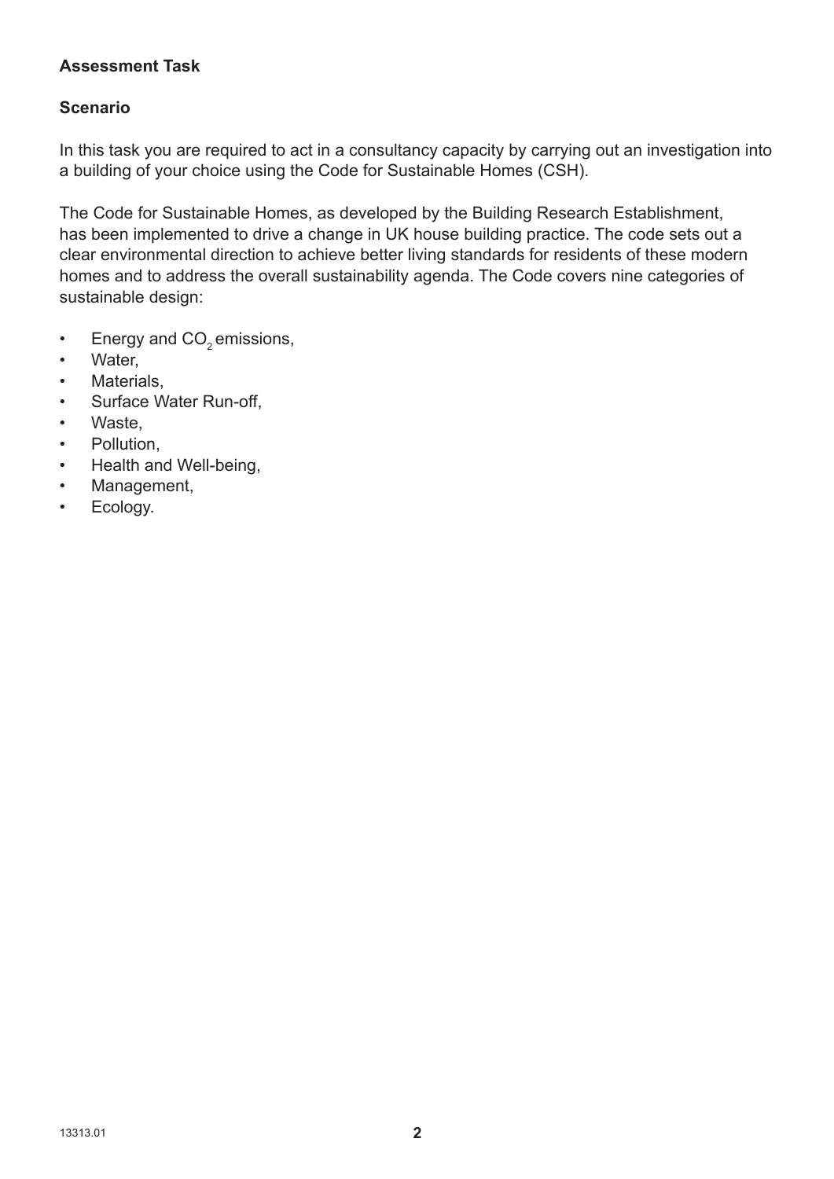**Assessment Task**

**Scenario**

In this task you are required to act in a consultancy capacity by carrying out an investigation into a building of your choice using the Code for Sustainable Homes (CSH).

The Code for Sustainable Homes, as developed by the Building Research Establishment, has been implemented to drive a change in UK house building practice. The code sets out a clear environmental direction to achieve better living standards for residents of these modern homes and to address the overall sustainability agenda. The Code covers nine categories of sustainable design:

- Energy and $CO_2$ emissions,
- Water,
- Materials,
- Surface Water Run-off,
- Waste,
- Pollution,
- Health and Well-being,
- Management,
- Ecology.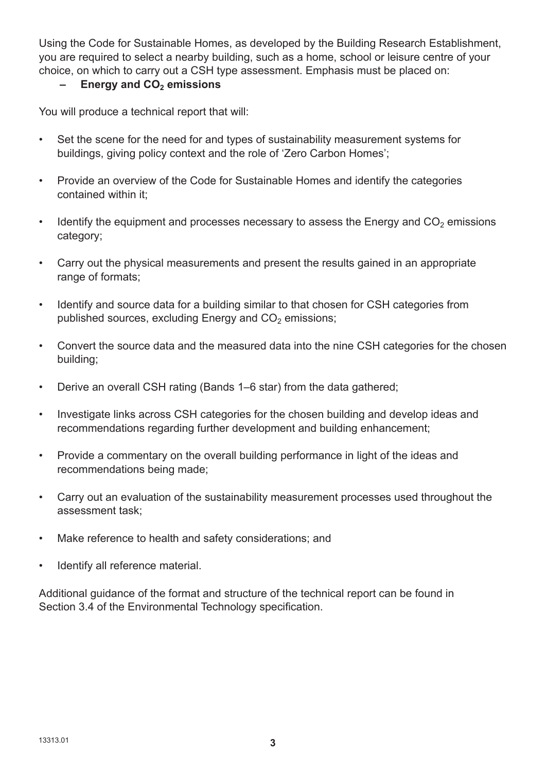Using the Code for Sustainable Homes, as developed by the Building Research Establishment, you are required to select a nearby building, such as a home, school or leisure centre of your choice, on which to carry out a CSH type assessment. Emphasis must be placed on:

- **Energy and $CO_2$ emissions**

You will produce a technical report that will:

- Set the scene for the need for and types of sustainability measurement systems for buildings, giving policy context and the role of 'Zero Carbon Homes';
- Provide an overview of the Code for Sustainable Homes and identify the categories contained within it;
- Identify the equipment and processes necessary to assess the Energy and $CO_2$ emissions category;
- Carry out the physical measurements and present the results gained in an appropriate range of formats;
- Identify and source data for a building similar to that chosen for CSH categories from published sources, excluding Energy and $CO_2$ emissions;
- Convert the source data and the measured data into the nine CSH categories for the chosen building;
- Derive an overall CSH rating (Bands 1–6 star) from the data gathered;
- Investigate links across CSH categories for the chosen building and develop ideas and recommendations regarding further development and building enhancement;
- Provide a commentary on the overall building performance in light of the ideas and recommendations being made;
- Carry out an evaluation of the sustainability measurement processes used throughout the assessment task;
- Make reference to health and safety considerations; and
- Identify all reference material.

Additional guidance of the format and structure of the technical report can be found in Section 3.4 of the Environmental Technology specification.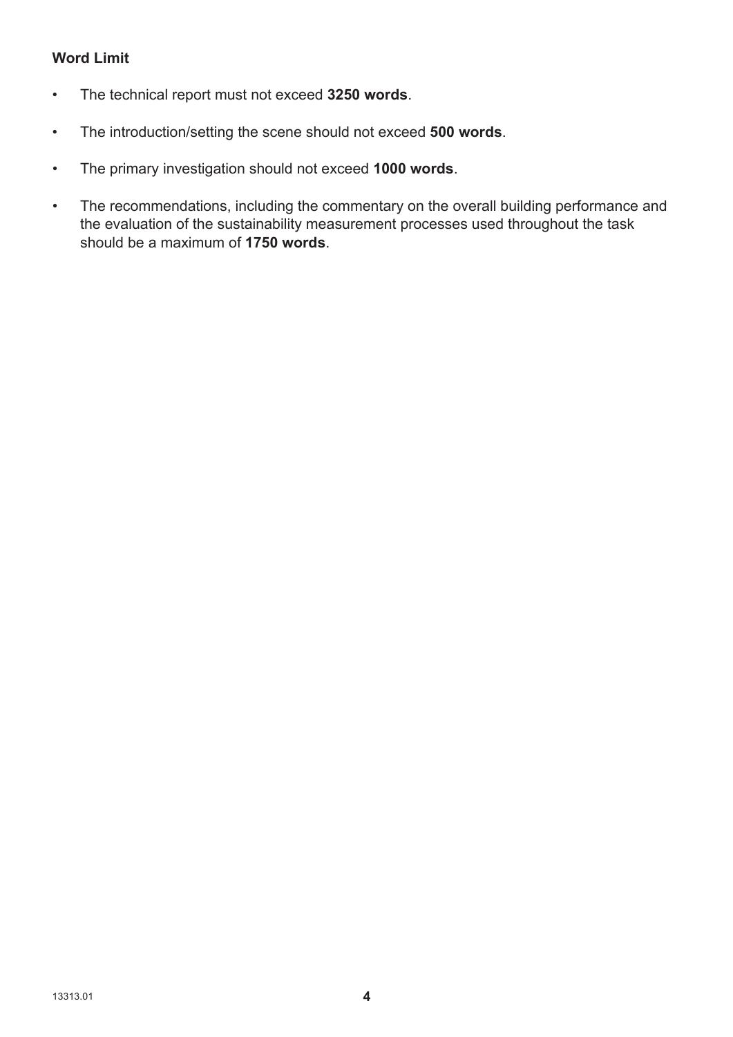**Word Limit**

- The technical report must not exceed **3250 words**.
- The introduction/setting the scene should not exceed **500 words**.
- The primary investigation should not exceed **1000 words**.
- The recommendations, including the commentary on the overall building performance and the evaluation of the sustainability measurement processes used throughout the task should be a maximum of **1750 words**.